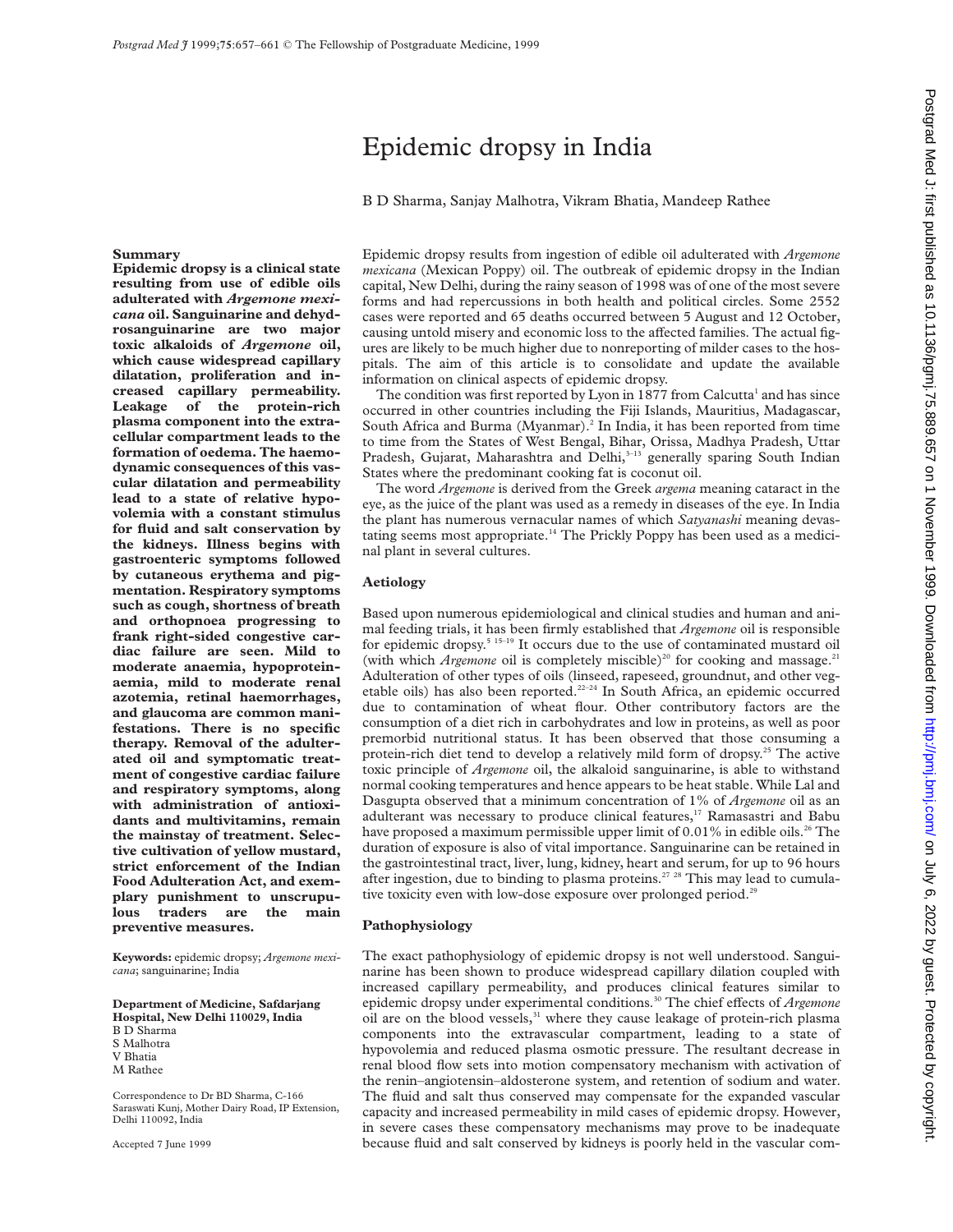# Epidemic dropsy in India

B D Sharma, Sanjay Malhotra, Vikram Bhatia, Mandeep Rathee

## Summary

**Epidemic dropsy is a clinical state resulting from use of edible oils adulterated with *Argemone mexicana* oil. Sanguinarine and dehydrosanguinarine are two major toxic alkaloids of *Argemone* oil, which cause widespread capillary dilatation, proliferation and increased capillary permeability. Leakage of the protein-rich plasma component into the extracellular compartment leads to the formation of oedema. The haemodynamic consequences of this vascular dilatation and permeability lead to a state of relative hypovolemia with a constant stimulus for fluid and salt conservation by the kidneys. Illness begins with gastroenteric symptoms followed by cutaneous erythema and pigmentation. Respiratory symptoms such as cough, shortness of breath and orthopnoea progressing to frank right-sided congestive cardiac failure are seen. Mild to moderate anaemia, hypoproteinaemia, mild to moderate renal azotemia, retinal haemorrhages, and glaucoma are common manifestations. There is no specific therapy. Removal of the adulterated oil and symptomatic treatment of congestive cardiac failure and respiratory symptoms, along with administration of antioxidants and multivitamins, remain the mainstay of treatment. Selective cultivation of yellow mustard, strict enforcement of the Indian Food Adulteration Act, and exemplary punishment to unscrupulous traders are the main preventive measures.**

**Keywords:** epidemic dropsy; *Argemone mexicana*; sanguinarine; India

**Department of Medicine, Safdarjang Hospital, New Delhi 110029, India**
B D Sharma
S Malhotra
V Bhatia
M Rathee

Correspondence to Dr BD Sharma, C-166 Saraswati Kunj, Mother Dairy Road, IP Extension, Delhi 110092, India

Accepted 7 June 1999

Epidemic dropsy results from ingestion of edible oil adulterated with *Argemone mexicana* (Mexican Poppy) oil. The outbreak of epidemic dropsy in the Indian capital, New Delhi, during the rainy season of 1998 was of one of the most severe forms and had repercussions in both health and political circles. Some 2552 cases were reported and 65 deaths occurred between 5 August and 12 October, causing untold misery and economic loss to the affected families. The actual figures are likely to be much higher due to nonreporting of milder cases to the hospitals. The aim of this article is to consolidate and update the available information on clinical aspects of epidemic dropsy.

The condition was first reported by Lyon in 1877 from Calcutta[1] and has since occurred in other countries including the Fiji Islands, Mauritius, Madagascar, South Africa and Burma (Myanmar).[2] In India, it has been reported from time to time from the States of West Bengal, Bihar, Orissa, Madhya Pradesh, Uttar Pradesh, Gujarat, Maharashtra and Delhi,[3–13] generally sparing South Indian States where the predominant cooking fat is coconut oil.

The word *Argemone* is derived from the Greek *argema* meaning cataract in the eye, as the juice of the plant was used as a remedy in diseases of the eye. In India the plant has numerous vernacular names of which *Satyanashi* meaning devastating seems most appropriate.[14] The Prickly Poppy has been used as a medicinal plant in several cultures.

## Aetiology

Based upon numerous epidemiological and clinical studies and human and animal feeding trials, it has been firmly established that *Argemone* oil is responsible for epidemic dropsy.[5 15–19] It occurs due to the use of contaminated mustard oil (with which *Argemone* oil is completely miscible)[20] for cooking and massage.[21] Adulteration of other types of oils (linseed, rapeseed, groundnut, and other vegetable oils) has also been reported.[22–24] In South Africa, an epidemic occurred due to contamination of wheat flour. Other contributory factors are the consumption of a diet rich in carbohydrates and low in proteins, as well as poor premorbid nutritional status. It has been observed that those consuming a protein-rich diet tend to develop a relatively mild form of dropsy.[25] The active toxic principle of *Argemone* oil, the alkaloid sanguinarine, is able to withstand normal cooking temperatures and hence appears to be heat stable. While Lal and Dasgupta observed that a minimum concentration of 1% of *Argemone* oil as an adulterant was necessary to produce clinical features,[17] Ramasastri and Babu have proposed a maximum permissible upper limit of 0.01% in edible oils.[26] The duration of exposure is also of vital importance. Sanguinarine can be retained in the gastrointestinal tract, liver, lung, kidney, heart and serum, for up to 96 hours after ingestion, due to binding to plasma proteins.[27 28] This may lead to cumulative toxicity even with low-dose exposure over prolonged period.[29]

## Pathophysiology

The exact pathophysiology of epidemic dropsy is not well understood. Sanguinarine has been shown to produce widespread capillary dilation coupled with increased capillary permeability, and produces clinical features similar to epidemic dropsy under experimental conditions.[30] The chief effects of *Argemone* oil are on the blood vessels,[31] where they cause leakage of protein-rich plasma components into the extravascular compartment, leading to a state of hypovolemia and reduced plasma osmotic pressure. The resultant decrease in renal blood flow sets into motion compensatory mechanism with activation of the renin–angiotensin–aldosterone system, and retention of sodium and water. The fluid and salt thus conserved may compensate for the expanded vascular capacity and increased permeability in mild cases of epidemic dropsy. However, in severe cases these compensatory mechanisms may prove to be inadequate because fluid and salt conserved by kidneys is poorly held in the vascular com-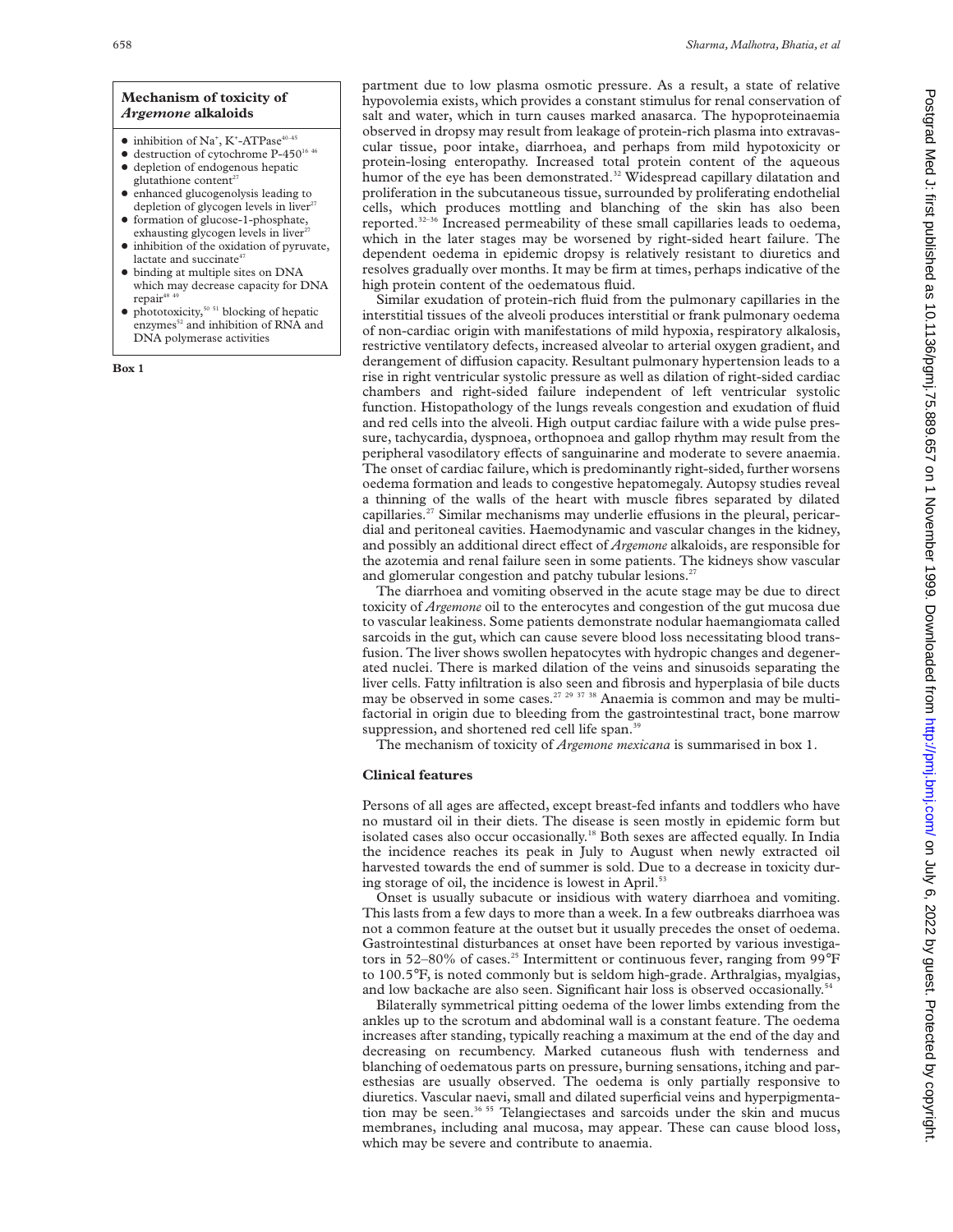## Mechanism of toxicity of *Argemone* alkaloids

- inhibition of $Na^+$, $K^+$-ATPase[40–45]
- destruction of cytochrome P-450[16 46]
- depletion of endogenous hepatic glutathione content[27]
- enhanced glucogenolysis leading to depletion of glycogen levels in liver[27]
- formation of glucose-1-phosphate, exhausting glycogen levels in liver[27]
- inhibition of the oxidation of pyruvate, lactate and succinate[47]
- binding at multiple sites on DNA which may decrease capacity for DNA repair[48 49]
- phototoxicity,[50 51] blocking of hepatic enzymes[52] and inhibition of RNA and DNA polymerase activities

Box 1

partment due to low plasma osmotic pressure. As a result, a state of relative hypovolemia exists, which provides a constant stimulus for renal conservation of salt and water, which in turn causes marked anasarca. The hypoproteinaemia observed in dropsy may result from leakage of protein-rich plasma into extravascular tissue, poor intake, diarrhoea, and perhaps from mild hypotoxicity or protein-losing enteropathy. Increased total protein content of the aqueous humor of the eye has been demonstrated.[32] Widespread capillary dilatation and proliferation in the subcutaneous tissue, surrounded by proliferating endothelial cells, which produces mottling and blanching of the skin has also been reported.[32–36] Increased permeability of these small capillaries leads to oedema, which in the later stages may be worsened by right-sided heart failure. The dependent oedema in epidemic dropsy is relatively resistant to diuretics and resolves gradually over months. It may be firm at times, perhaps indicative of the high protein content of the oedematous fluid.

Similar exudation of protein-rich fluid from the pulmonary capillaries in the interstitial tissues of the alveoli produces interstitial or frank pulmonary oedema of non-cardiac origin with manifestations of mild hypoxia, respiratory alkalosis, restrictive ventilatory defects, increased alveolar to arterial oxygen gradient, and derangement of diffusion capacity. Resultant pulmonary hypertension leads to a rise in right ventricular systolic pressure as well as dilation of right-sided cardiac chambers and right-sided failure independent of left ventricular systolic function. Histopathology of the lungs reveals congestion and exudation of fluid and red cells into the alveoli. High output cardiac failure with a wide pulse pressure, tachycardia, dyspnoea, orthopnoea and gallop rhythm may result from the peripheral vasodilatory effects of sanguinarine and moderate to severe anaemia. The onset of cardiac failure, which is predominantly right-sided, further worsens oedema formation and leads to congestive hepatomegaly. Autopsy studies reveal a thinning of the walls of the heart with muscle fibres separated by dilated capillaries.[27] Similar mechanisms may underlie effusions in the pleural, pericardial and peritoneal cavities. Haemodynamic and vascular changes in the kidney, and possibly an additional direct effect of *Argemone* alkaloids, are responsible for the azotemia and renal failure seen in some patients. The kidneys show vascular and glomerular congestion and patchy tubular lesions.[27]

The diarrhoea and vomiting observed in the acute stage may be due to direct toxicity of *Argemone* oil to the enterocytes and congestion of the gut mucosa due to vascular leakiness. Some patients demonstrate nodular haemangiomata called sarcoids in the gut, which can cause severe blood loss necessitating blood transfusion. The liver shows swollen hepatocytes with hydropic changes and degenerated nuclei. There is marked dilation of the veins and sinusoids separating the liver cells. Fatty infiltration is also seen and fibrosis and hyperplasia of bile ducts may be observed in some cases.[27 29 37 38] Anaemia is common and may be multifactorial in origin due to bleeding from the gastrointestinal tract, bone marrow suppression, and shortened red cell life span.[39]

The mechanism of toxicity of *Argemone mexicana* is summarised in box 1.

## Clinical features

Persons of all ages are affected, except breast-fed infants and toddlers who have no mustard oil in their diets. The disease is seen mostly in epidemic form but isolated cases also occur occasionally.[18] Both sexes are affected equally. In India the incidence reaches its peak in July to August when newly extracted oil harvested towards the end of summer is sold. Due to a decrease in toxicity during storage of oil, the incidence is lowest in April.[53]

Onset is usually subacute or insidious with watery diarrhoea and vomiting. This lasts from a few days to more than a week. In a few outbreaks diarrhoea was not a common feature at the outset but it usually precedes the onset of oedema. Gastrointestinal disturbances at onset have been reported by various investigators in 52–80% of cases.[25] Intermittent or continuous fever, ranging from 99°F to 100.5°F, is noted commonly but is seldom high-grade. Arthralgias, myalgias, and low backache are also seen. Significant hair loss is observed occasionally.[54]

Bilaterally symmetrical pitting oedema of the lower limbs extending from the ankles up to the scrotum and abdominal wall is a constant feature. The oedema increases after standing, typically reaching a maximum at the end of the day and decreasing on recumbency. Marked cutaneous flush with tenderness and blanching of oedematous parts on pressure, burning sensations, itching and paresthesias are usually observed. The oedema is only partially responsive to diuretics. Vascular naevi, small and dilated superficial veins and hyperpigmentation may be seen.[36 55] Telangiectases and sarcoids under the skin and mucus membranes, including anal mucosa, may appear. These can cause blood loss, which may be severe and contribute to anaemia.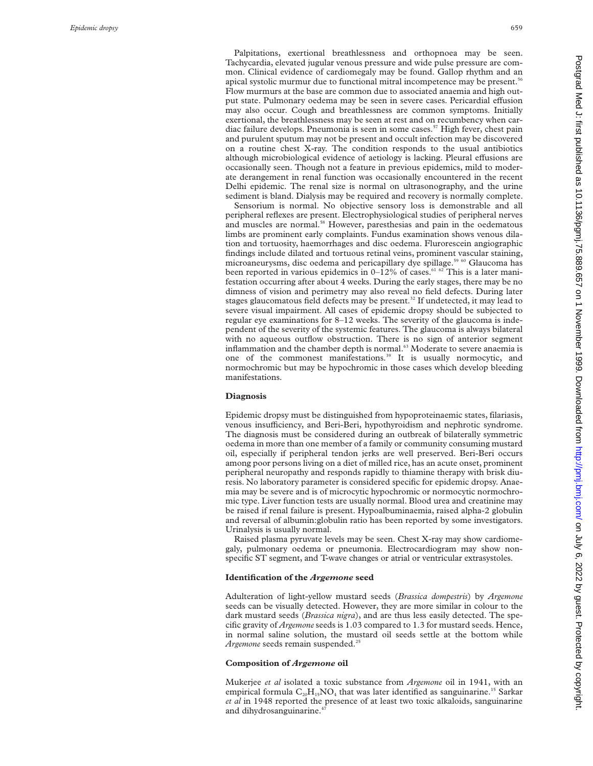Palpitations, exertional breathlessness and orthopnoea may be seen. Tachycardia, elevated jugular venous pressure and wide pulse pressure are common. Clinical evidence of cardiomegaly may be found. Gallop rhythm and an apical systolic murmur due to functional mitral incompetence may be present.[56] Flow murmurs at the base are common due to associated anaemia and high output state. Pulmonary oedema may be seen in severe cases. Pericardial effusion may also occur. Cough and breathlessness are common symptoms. Initially exertional, the breathlessness may be seen at rest and on recumbency when cardiac failure develops. Pneumonia is seen in some cases.[57] High fever, chest pain and purulent sputum may not be present and occult infection may be discovered on a routine chest X-ray. The condition responds to the usual antibiotics although microbiological evidence of aetiology is lacking. Pleural effusions are occasionally seen. Though not a feature in previous epidemics, mild to moderate derangement in renal function was occasionally encountered in the recent Delhi epidemic. The renal size is normal on ultrasonography, and the urine sediment is bland. Dialysis may be required and recovery is normally complete.

Sensorium is normal. No objective sensory loss is demonstrable and all peripheral reflexes are present. Electrophysiological studies of peripheral nerves and muscles are normal.[58] However, paresthesias and pain in the oedematous limbs are prominent early complaints. Fundus examination shows venous dilation and tortuosity, haemorrhages and disc oedema. Flurorescein angiographic findings include dilated and tortuous retinal veins, prominent vascular staining, microaneurysms, disc oedema and pericapillary dye spillage.[59,60] Glaucoma has been reported in various epidemics in 0–12% of cases.[61,62] This is a later manifestation occurring after about 4 weeks. During the early stages, there may be no dimness of vision and perimetry may also reveal no field defects. During later stages glaucomatous field defects may be present.[32] If undetected, it may lead to severe visual impairment. All cases of epidemic dropsy should be subjected to regular eye examinations for 8–12 weeks. The severity of the glaucoma is independent of the severity of the systemic features. The glaucoma is always bilateral with no aqueous outflow obstruction. There is no sign of anterior segment inflammation and the chamber depth is normal.[63] Moderate to severe anaemia is one of the commonest manifestations.[39] It is usually normocytic, and normochromic but may be hypochromic in those cases which develop bleeding manifestations.

## Diagnosis

Epidemic dropsy must be distinguished from hypoproteinaemic states, filariasis, venous insufficiency, and Beri-Beri, hypothyroidism and nephrotic syndrome. The diagnosis must be considered during an outbreak of bilaterally symmetric oedema in more than one member of a family or community consuming mustard oil, especially if peripheral tendon jerks are well preserved. Beri-Beri occurs among poor persons living on a diet of milled rice, has an acute onset, prominent peripheral neuropathy and responds rapidly to thiamine therapy with brisk diuresis. No laboratory parameter is considered specific for epidemic dropsy. Anaemia may be severe and is of microcytic hypochromic or normocytic normochromic type. Liver function tests are usually normal. Blood urea and creatinine may be raised if renal failure is present. Hypoalbuminaemia, raised alpha-2 globulin and reversal of albumin:globulin ratio has been reported by some investigators. Urinalysis is usually normal.

Raised plasma pyruvate levels may be seen. Chest X-ray may show cardiomegaly, pulmonary oedema or pneumonia. Electrocardiogram may show nonspecific ST segment, and T-wave changes or atrial or ventricular extrasystoles.

## Identification of the *Argemone* seed

Adulteration of light-yellow mustard seeds (*Brassica dompestris*) by *Argemone* seeds can be visually detected. However, they are more similar in colour to the dark mustard seeds (*Brassica nigra*), and are thus less easily detected. The specific gravity of *Argemone* seeds is 1.03 compared to 1.3 for mustard seeds. Hence, in normal saline solution, the mustard oil seeds settle at the bottom while *Argemone* seeds remain suspended.[25]

## Composition of *Argemone* oil

Mukerjee *et al* isolated a toxic substance from *Argemone* oil in 1941, with an empirical formula $C_{20}H_{15}NO_4$ that was later identified as sanguinarine.[15] Sarkar *et al* in 1948 reported the presence of at least two toxic alkaloids, sanguinarine and dihydrosanguinarine.[47]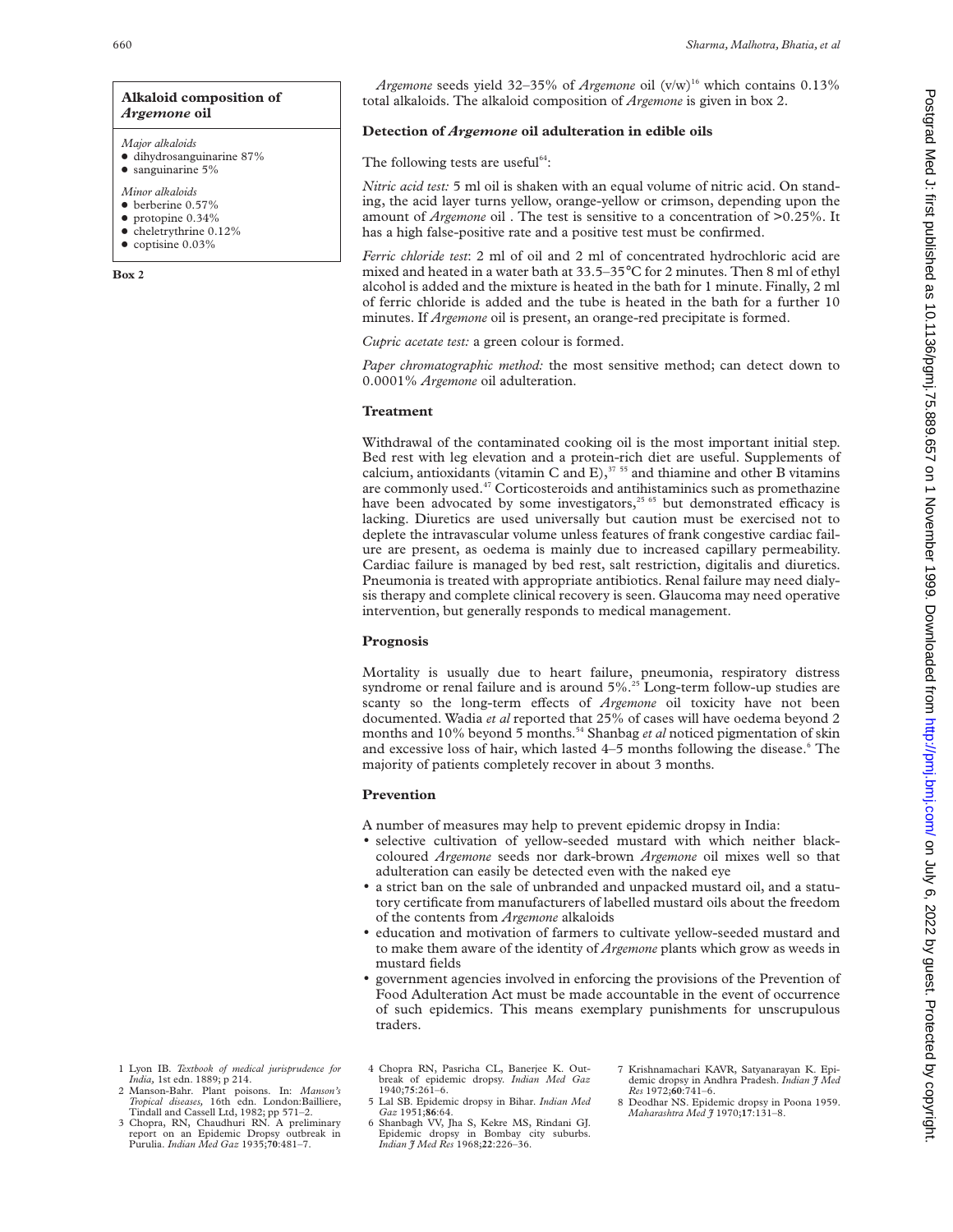### Alkaloid composition of *Argemone* oil

*Major alkaloids*

- dihydrosanguinarine 87%
- sanguinarine 5%

*Minor alkaloids*

- berberine 0.57%
- protopine 0.34%
- cheletrythrine 0.12%
- coptisine 0.03%

**Box 2**

*Argemone* seeds yield 32–35% of *Argemone* oil (v/w)[16] which contains 0.13% total alkaloids. The alkaloid composition of *Argemone* is given in box 2.

## Detection of *Argemone* oil adulteration in edible oils

The following tests are useful[64]:

*Nitric acid test:* 5 ml oil is shaken with an equal volume of nitric acid. On standing, the acid layer turns yellow, orange-yellow or crimson, depending upon the amount of *Argemone* oil . The test is sensitive to a concentration of >0.25%. It has a high false-positive rate and a positive test must be confirmed.

*Ferric chloride test*: 2 ml of oil and 2 ml of concentrated hydrochloric acid are mixed and heated in a water bath at 33.5–35°C for 2 minutes. Then 8 ml of ethyl alcohol is added and the mixture is heated in the bath for 1 minute. Finally, 2 ml of ferric chloride is added and the tube is heated in the bath for a further 10 minutes. If *Argemone* oil is present, an orange-red precipitate is formed.

*Cupric acetate test:* a green colour is formed.

*Paper chromatographic method:* the most sensitive method; can detect down to 0.0001% *Argemone* oil adulteration.

## Treatment

Withdrawal of the contaminated cooking oil is the most important initial step. Bed rest with leg elevation and a protein-rich diet are useful. Supplements of calcium, antioxidants (vitamin C and E),[37 55] and thiamine and other B vitamins are commonly used.[47] Corticosteroids and antihistaminics such as promethazine have been advocated by some investigators,[25 65] but demonstrated efficacy is lacking. Diuretics are used universally but caution must be exercised not to deplete the intravascular volume unless features of frank congestive cardiac failure are present, as oedema is mainly due to increased capillary permeability. Cardiac failure is managed by bed rest, salt restriction, digitalis and diuretics. Pneumonia is treated with appropriate antibiotics. Renal failure may need dialysis therapy and complete clinical recovery is seen. Glaucoma may need operative intervention, but generally responds to medical management.

## Prognosis

Mortality is usually due to heart failure, pneumonia, respiratory distress syndrome or renal failure and is around 5%.[25] Long-term follow-up studies are scanty so the long-term effects of *Argemone* oil toxicity have not been documented. Wadia *et al* reported that 25% of cases will have oedema beyond 2 months and 10% beyond 5 months.[54] Shanbag *et al* noticed pigmentation of skin and excessive loss of hair, which lasted 4–5 months following the disease.[6] The majority of patients completely recover in about 3 months.

## Prevention

A number of measures may help to prevent epidemic dropsy in India:

- selective cultivation of yellow-seeded mustard with which neither black-coloured *Argemone* seeds nor dark-brown *Argemone* oil mixes well so that adulteration can easily be detected even with the naked eye
- a strict ban on the sale of unbranded and unpacked mustard oil, and a statutory certificate from manufacturers of labelled mustard oils about the freedom of the contents from *Argemone* alkaloids
- education and motivation of farmers to cultivate yellow-seeded mustard and to make them aware of the identity of *Argemone* plants which grow as weeds in mustard fields
- government agencies involved in enforcing the provisions of the Prevention of Food Adulteration Act must be made accountable in the event of occurrence of such epidemics. This means exemplary punishments for unscrupulous traders.

1 Lyon IB. *Textbook of medical jurisprudence for India*, 1st edn. 1889; p 214.
2 Manson-Bahr. Plant poisons. In: *Manson's Tropical diseases,* 16th edn. London:Bailliere, Tindall and Cassell Ltd, 1982; pp 571–2.
3 Chopra, RN, Chaudhuri RN. A preliminary report on an Epidemic Dropsy outbreak in Purulia. *Indian Med Gaz* 1935;**70**:481–7.
4 Chopra RN, Pasricha CL, Banerjee K. Outbreak of epidemic dropsy. *Indian Med Gaz* 1940;**75**:261–6.
5 Lal SB. Epidemic dropsy in Bihar. *Indian Med Gaz* 1951;**86**:64.
6 Shanbagh VV, Jha S, Kekre MS, Rindani GJ. Epidemic dropsy in Bombay city suburbs. *Indian J Med Res* 1968;**22**:226–36.
7 Krishnamachari KAVR, Satyanarayan K. Epidemic dropsy in Andhra Pradesh. *Indian J Med Res* 1972;**60**:741–6.
8 Deodhar NS. Epidemic dropsy in Poona 1959. *Maharashtra Med J* 1970;**17**:131–8.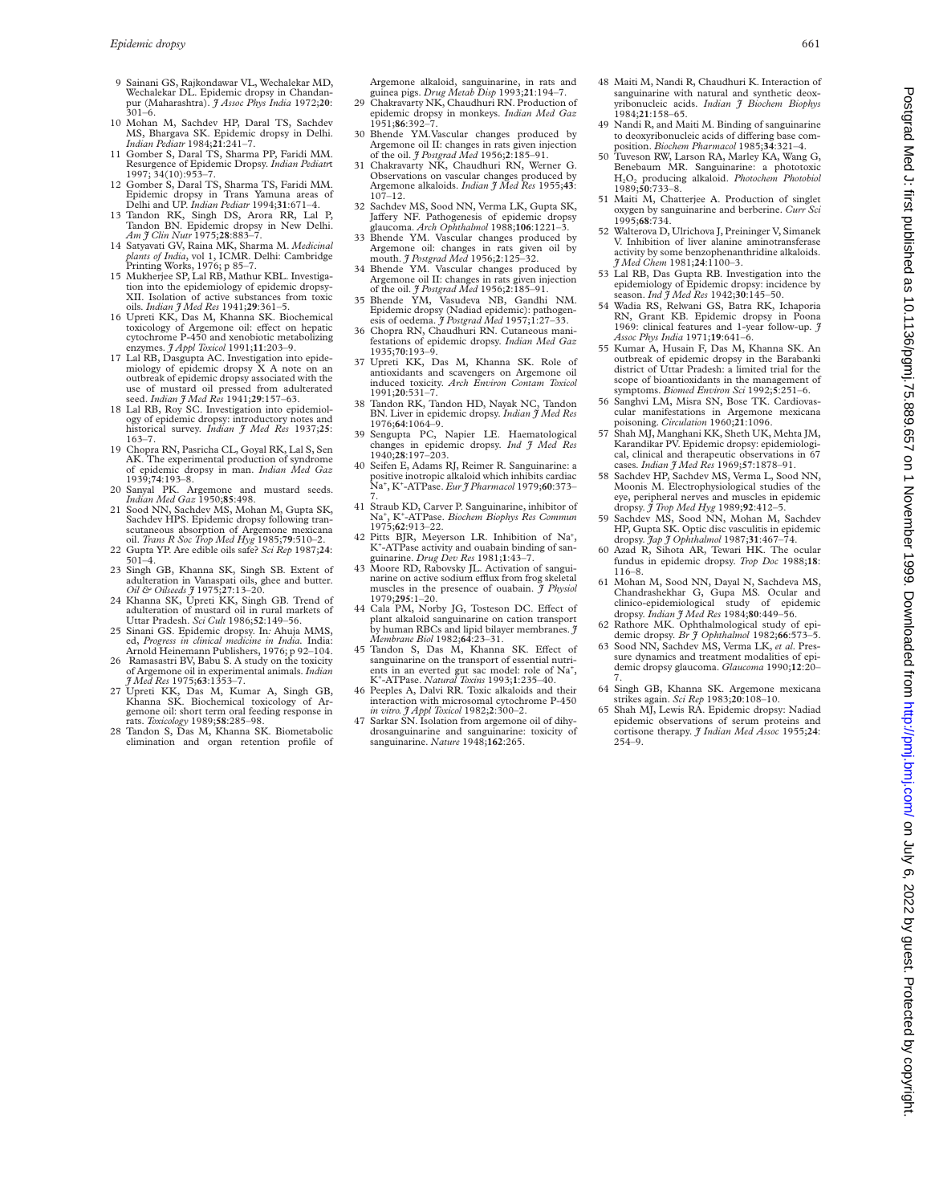9 Sainani GS, Rajkondawar VL, Wechalekar MD, Wechalekar DL. Epidemic dropsy in Chandanpur (Maharashtra). *J Assoc Phys India* 1972;**20**: 301–6.

10 Mohan M, Sachdev HP, Daral TS, Sachdev MS, Bhargava SK. Epidemic dropsy in Delhi. *Indian Pediatr* 1984;**21**:241–7.

11 Gomber S, Daral TS, Sharma PP, Faridi MM. Resurgence of Epidemic Dropsy. *Indian Pediatr* 1997; 34(10):953–7.

12 Gomber S, Daral TS, Sharma TS, Faridi MM. Epidemic dropsy in Trans Yamuna areas of Delhi and UP. *Indian Pediatr* 1994;**31**:671–4.

13 Tandon RK, Singh DS, Arora RR, Lal P, Tandon BN. Epidemic dropsy in New Delhi. *Am J Clin Nutr* 1975;**28**:883–7.

14 Satyavati GV, Raina MK, Sharma M. *Medicinal plants of India*, vol 1, ICMR. Delhi: Cambridge Printing Works, 1976; p 85–7.

15 Mukherjee SP, Lal RB, Mathur KBL. Investigation into the epidemiology of epidemic dropsy-XII. Isolation of active substances from toxic oils. *Indian J Med Res* 1941;**29**:361–5.

16 Upreti KK, Das M, Khanna SK. Biochemical toxicology of Argemone oil: effect on hepatic cytochrome P-450 and xenobiotic metabolizing enzymes. *J Appl Toxicol* 1991;**11**:203–9.

17 Lal RB, Dasgupta AC. Investigation into epidemiology of epidemic dropsy X A note on an outbreak of epidemic dropsy associated with the use of mustard oil pressed from adulterated seed. *Indian J Med Res* 1941;**29**:157–63.

18 Lal RB, Roy SC. Investigation into epidemiology of epidemic dropsy: introductory notes and historical survey. *Indian J Med Res* 1937;**25**: 163–7.

19 Chopra RN, Pasricha CL, Goyal RK, Lal S, Sen AK. The experimental production of syndrome of epidemic dropsy in man. *Indian Med Gaz* 1939;**74**:193–8.

20 Sanyal PK. Argemone and mustard seeds. *Indian Med Gaz* 1950;**85**:498.

21 Sood NN, Sachdev MS, Mohan M, Gupta SK, Sachdev HPS. Epidemic dropsy following transcutaneous absorption of Argemone mexicana oil. *Trans R Soc Trop Med Hyg* 1985;**79**:510–2.

22 Gupta YP. Are edible oils safe? *Sci Rep* 1987;**24**: 501–4.

23 Singh GB, Khanna SK, Singh SB. Extent of adulteration in Vanaspati oils, ghee and butter. *Oil & Oilseeds J* 1975;**27**:13–20.

24 Khanna SK, Upreti KK, Singh GB. Trend of adulteration of mustard oil in rural markets of Uttar Pradesh. *Sci Cult* 1986;**52**:149–56.

25 Sinani GS. Epidemic dropsy. In: Ahuja MMS, ed, *Progress in clinical medicine in India*. India: Arnold Heinemann Publishers, 1976; p 92–104.

26 Ramasastri BV, Babu S. A study on the toxicity of Argemone oil in experimental animals. *Indian J Med Res* 1975;**63**:1353–7.

27 Upreti KK, Das M, Kumar A, Singh GB, Khanna SK. Biochemical toxicology of Argemone oil: short term oral feeding response in rats. *Toxicology* 1989;**58**:285–98.

28 Tandon S, Das M, Khanna SK. Biometabolic elimination and organ retention profile of Argemone alkaloid, sanguinarine, in rats and guinea pigs. *Drug Metab Disp* 1993;**21**:194–7.

29 Chakravarty NK, Chaudhuri RN. Production of epidemic dropsy in monkeys. *Indian Med Gaz* 1951;**86**:392–7.

30 Bhende YM.Vascular changes produced by Argemone oil II: changes in rats given injection of the oil. *J Postgrad Med* 1956;**2**:185–91.

31 Chakravarty NK, Chaudhuri RN, Werner G. Observations on vascular changes produced by Argemone alkaloids. *Indian J Med Res* 1955;**43**: 107–12.

32 Sachdev MS, Sood NN, Verma LK, Gupta SK, Jaffery NF. Pathogenesis of epidemic dropsy glaucoma. *Arch Ophthalmol* 1988;**106**:1221–3.

33 Bhende YM. Vascular changes produced by Argemone oil: changes in rats given oil by mouth. *J Postgrad Med* 1956;**2**:125–32.

34 Bhende YM. Vascular changes produced by Argemone oil II: changes in rats given injection of the oil. *J Postgrad Med* 1956;**2**:185–91.

35 Bhende YM, Vasudeva NB, Gandhi NM. Epidemic dropsy (Nadiad epidemic): pathogenesis of oedema. *J Postgrad Med* 1957;**1**:27–33.

36 Chopra RN, Chaudhuri RN. Cutaneous manifestations of epidemic dropsy. *Indian Med Gaz* 1935;**70**:193–9.

37 Upreti KK, Das M, Khanna SK. Role of antioxidants and scavengers on Argemone oil induced toxicity. *Arch Environ Contam Toxicol* 1991;**20**:531–7.

38 Tandon RK, Tandon HD, Nayak NC, Tandon BN. Liver in epidemic dropsy. *Indian J Med Res* 1976;**64**:1064–9.

39 Sengupta PC, Napier LE. Haematological changes in epidemic dropsy. *Ind J Med Res* 1940;**28**:197–203.

40 Seifen E, Adams RJ, Reimer R. Sanguinarine: a positive inotropic alkaloid which inhibits cardiac $Na^+$, $K^+$-ATPase. *Eur J Pharmacol* 1979;**60**:373–7.

41 Straub KD, Carver P. Sanguinarine, inhibitor of $Na^+$, $K^+$-ATPase. *Biochem Biophys Res Commun* 1975;**62**:913–22.

42 Pitts BJR, Meyerson LR. Inhibition of $Na^+$, $K^+$-ATPase activity and ouabain binding of sanguinarine. *Drug Dev Res* 1981;**1**:43–7.

43 Moore RD, Rabovsky JL. Activation of sanguinarine on active sodium efflux from frog skeletal muscles in the presence of ouabain. *J Physiol* 1979;**295**:1–20.

44 Cala PM, Norby JG, Tosteson DC. Effect of plant alkaloid sanguinarine on cation transport by human RBCs and lipid bilayer membranes. *J Membrane Biol* 1982;**64**:23–31.

45 Tandon S, Das M, Khanna SK. Effect of sanguinarine on the transport of essential nutrients in an everted gut sac model: role of $Na^+$, $K^+$-ATPase. *Natural Toxins* 1993;**1**:235–40.

46 Peeples A, Dalvi RR. Toxic alkaloids and their interaction with microsomal cytochrome P-450 *in vitro*. *J Appl Toxicol* 1982;**2**:300–2.

47 Sarkar SN. Isolation from argemone oil of dihydrosanguinarine and sanguinarine: toxicity of sanguinarine. *Nature* 1948;**162**:265.

48 Maiti M, Nandi R, Chaudhuri K. Interaction of sanguinarine with natural and synthetic deoxyribonucleic acids. *Indian J Biochem Biophys* 1984;**21**:158–65.

49 Nandi R, and Maiti M. Binding of sanguinarine to deoxyribonucleic acids of differing base composition. *Biochem Pharmacol* 1985;**34**:321–4.

50 Tuveson RW, Larson RA, Marley KA, Wang G, Benebaum MR. Sanguinarine: a phototoxic $H_2O_2$ producing alkaloid. *Photochem Photobiol* 1989;**50**:733–8.

51 Maiti M, Chatterjee A. Production of singlet oxygen by sanguinarine and berberine. *Curr Sci* 1995;**68**:734.

52 Walterova D, Ulrichova J, Preininger V, Simanek V. Inhibition of liver alanine aminotransferase activity by some benzophenanthridine alkaloids. *J Med Chem* 1981;**24**:1100–3.

53 Lal RB, Das Gupta RB. Investigation into the epidemiology of Epidemic dropsy: incidence by season. *Ind J Med Res* 1942;**30**:145–50.

54 Wadia RS, Relwani GS, Batra RK, Ichaporia RN, Grant KB. Epidemic dropsy in Poona 1969: clinical features and 1-year follow-up. *J Assoc Phys India* 1971;**19**:641–6.

55 Kumar A, Husain F, Das M, Khanna SK. An outbreak of epidemic dropsy in the Barabanki district of Uttar Pradesh: a limited trial for the scope of bioantioxidants in the management of symptoms. *Biomed Environ Sci* 1992;**5**:251–6.

56 Sanghvi LM, Misra SN, Bose TK. Cardiovascular manifestations in Argemone mexicana poisoning. *Circulation* 1960;**21**:1096.

57 Shah MJ, Manghani KK, Sheth UK, Mehta JM, Karandikar PV. Epidemic dropsy: epidemiological, clinical and therapeutic observations in 67 cases. *Indian J Med Res* 1969;**57**:1878–91.

58 Sachdev HP, Sachdev MS, Verma L, Sood NN, Moonis M. Electrophysiological studies of the eye, peripheral nerves and muscles in epidemic dropsy. *J Trop Med Hyg* 1989;**92**:412–5.

59 Sachdev MS, Sood NN, Mohan M, Sachdev HP, Gupta SK. Optic disc vasculitis in epidemic dropsy. *Jap J Ophthalmol* 1987;**31**:467–74.

60 Azad R, Sihota AR, Tewari HK. The ocular fundus in epidemic dropsy. *Trop Doc* 1988;**18**: 116–8.

61 Mohan M, Sood NN, Dayal N, Sachdeva MS, Chandrashekhar G, Gupa MS. Ocular and clinico-epidemiological study of epidemic dropsy. *Indian J Med Res* 1984;**80**:449–56.

62 Rathore MK. Ophthalmological study of epidemic dropsy. *Br J Ophthalmol* 1982;**66**:573–5.

63 Sood NN, Sachdev MS, Verma LK, *et al*. Pressure dynamics and treatment modalities of epidemic dropsy glaucoma. *Glaucoma* 1990;**12**:20–7.

64 Singh GB, Khanna SK. Argemone mexicana strikes again. *Sci Rep* 1983;**20**:108–10.

65 Shah MJ, Lewis RA. Epidemic dropsy: Nadiad epidemic observations of serum proteins and cortisone therapy. *J Indian Med Assoc* 1955;**24**: 254–9.